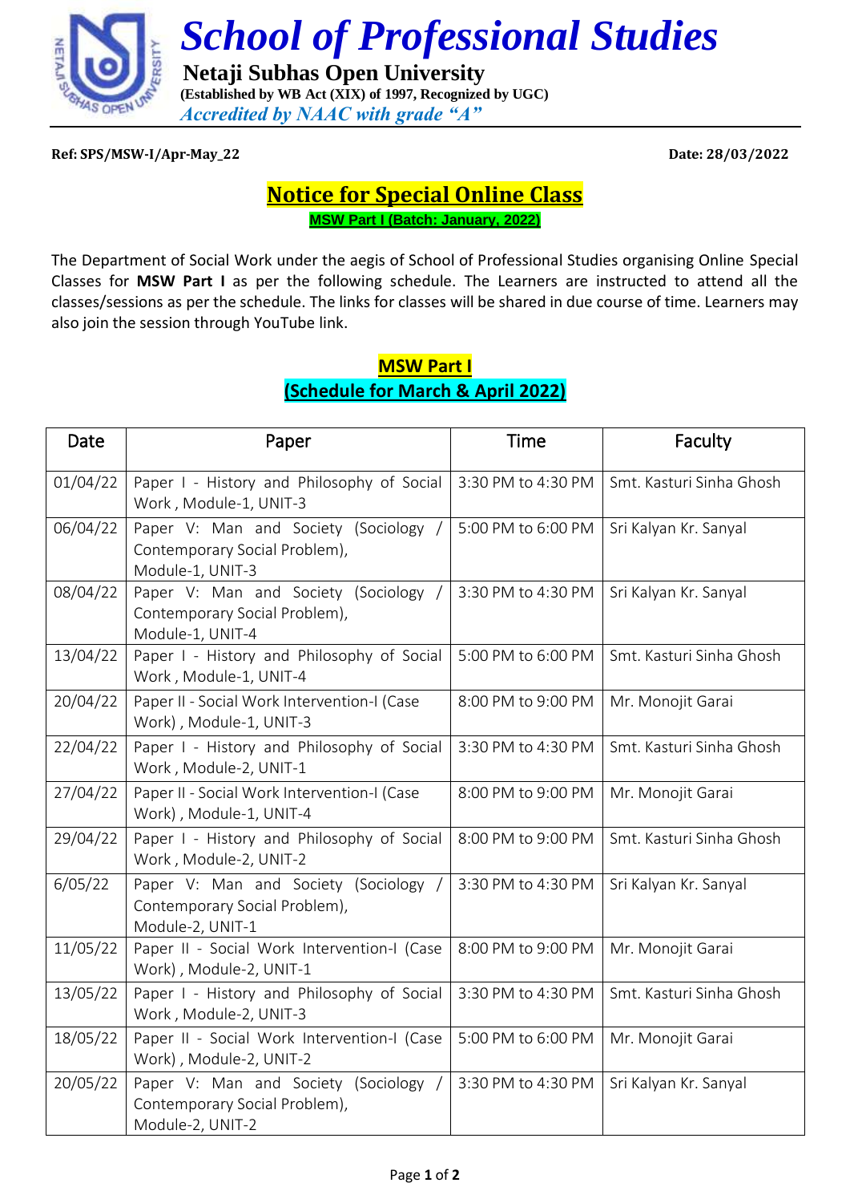# School of Professional Studies

**Netaji Subhas Open University**

**(Established by WB Act (XIX) of 1997, Recognized by UGC)**

*Accredited by NAAC with grade "A"*

**Ref: SPS/MSW-I/Apr-May_22** **Date: 28/03/2022**

## Notice for Special Online Class

**MSW Part I (Batch: January, 2022)**

The Department of Social Work under the aegis of School of Professional Studies organising Online Special Classes for **MSW Part I** as per the following schedule. The Learners are instructed to attend all the classes/sessions as per the schedule. The links for classes will be shared in due course of time. Learners may also join the session through YouTube link.

### MSW Part I
### (Schedule for March & April 2022)

| Date | Paper | Time | Faculty |
|---|---|---|---|
| 01/04/22 | Paper I - History and Philosophy of Social Work , Module-1, UNIT-3 | 3:30 PM to 4:30 PM | Smt. Kasturi Sinha Ghosh |
| 06/04/22 | Paper V: Man and Society (Sociology / Contemporary Social Problem), Module-1, UNIT-3 | 5:00 PM to 6:00 PM | Sri Kalyan Kr. Sanyal |
| 08/04/22 | Paper V: Man and Society (Sociology / Contemporary Social Problem), Module-1, UNIT-4 | 3:30 PM to 4:30 PM | Sri Kalyan Kr. Sanyal |
| 13/04/22 | Paper I - History and Philosophy of Social Work , Module-1, UNIT-4 | 5:00 PM to 6:00 PM | Smt. Kasturi Sinha Ghosh |
| 20/04/22 | Paper II - Social Work Intervention-I (Case Work) , Module-1, UNIT-3 | 8:00 PM to 9:00 PM | Mr. Monojit Garai |
| 22/04/22 | Paper I - History and Philosophy of Social Work , Module-2, UNIT-1 | 3:30 PM to 4:30 PM | Smt. Kasturi Sinha Ghosh |
| 27/04/22 | Paper II - Social Work Intervention-I (Case Work) , Module-1, UNIT-4 | 8:00 PM to 9:00 PM | Mr. Monojit Garai |
| 29/04/22 | Paper I - History and Philosophy of Social Work , Module-2, UNIT-2 | 8:00 PM to 9:00 PM | Smt. Kasturi Sinha Ghosh |
| 6/05/22 | Paper V: Man and Society (Sociology / Contemporary Social Problem), Module-2, UNIT-1 | 3:30 PM to 4:30 PM | Sri Kalyan Kr. Sanyal |
| 11/05/22 | Paper II - Social Work Intervention-I (Case Work) , Module-2, UNIT-1 | 8:00 PM to 9:00 PM | Mr. Monojit Garai |
| 13/05/22 | Paper I - History and Philosophy of Social Work , Module-2, UNIT-3 | 3:30 PM to 4:30 PM | Smt. Kasturi Sinha Ghosh |
| 18/05/22 | Paper II - Social Work Intervention-I (Case Work) , Module-2, UNIT-2 | 5:00 PM to 6:00 PM | Mr. Monojit Garai |
| 20/05/22 | Paper V: Man and Society (Sociology / Contemporary Social Problem), Module-2, UNIT-2 | 3:30 PM to 4:30 PM | Sri Kalyan Kr. Sanyal |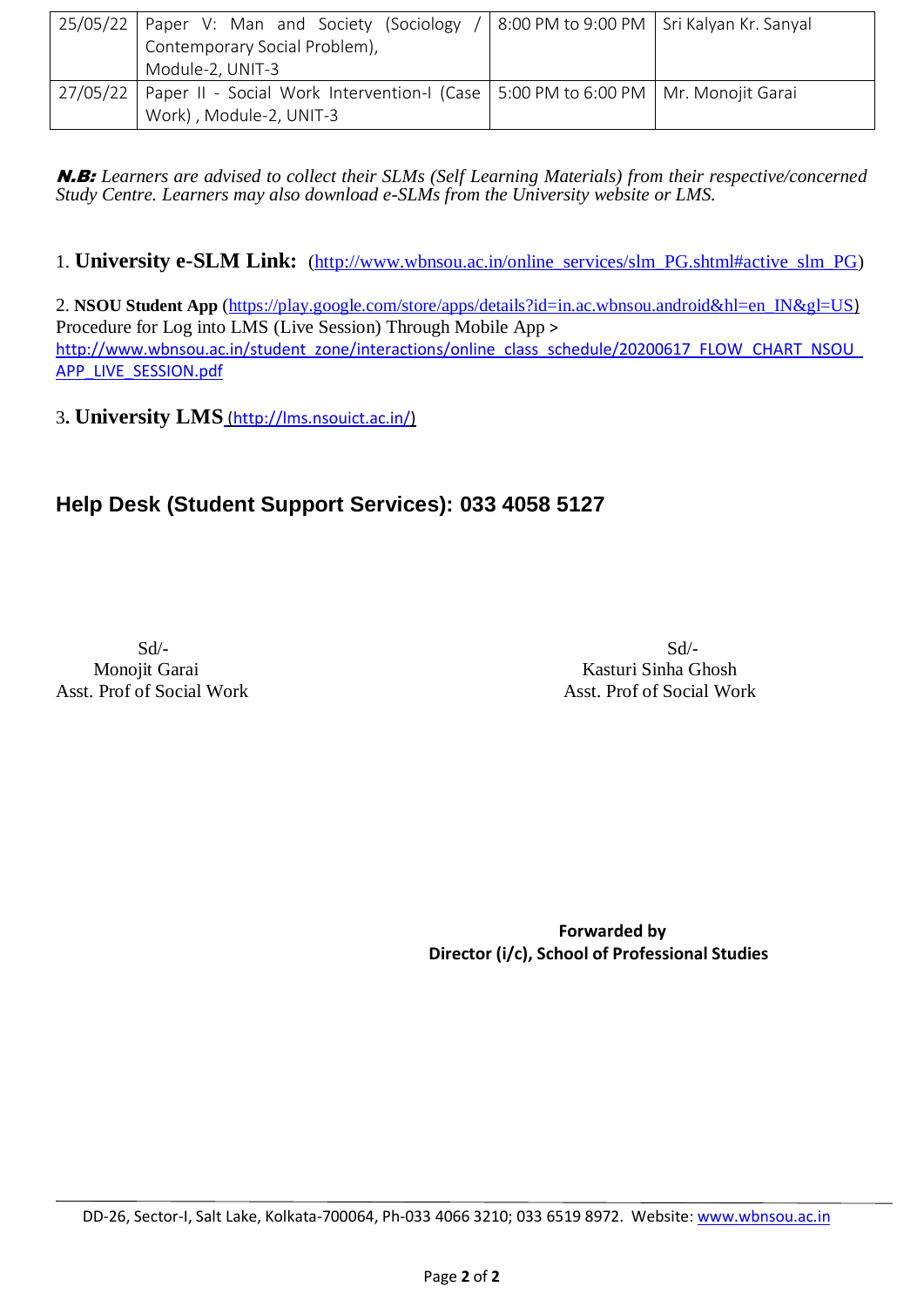| | | | |
|---|---|---|---|
| 25/05/22 | Paper V: Man and Society (Sociology / Contemporary Social Problem), Module-2, UNIT-3 | 8:00 PM to 9:00 PM | Sri Kalyan Kr. Sanyal |
| 27/05/22 | Paper II - Social Work Intervention-I (Case Work) , Module-2, UNIT-3 | 5:00 PM to 6:00 PM | Mr. Monojit Garai |

***N.B:*** *Learners are advised to collect their SLMs (Self Learning Materials) from their respective/concerned Study Centre. Learners may also download e-SLMs from the University website or LMS.*

1. **University e-SLM Link:** (http://www.wbnsou.ac.in/online_services/slm_PG.shtml#active_slm_PG)

2. **NSOU Student App** (https://play.google.com/store/apps/details?id=in.ac.wbnsou.android&hl=en_IN&gl=US)
Procedure for Log into LMS (Live Session) Through Mobile App >
http://www.wbnsou.ac.in/student_zone/interactions/online_class_schedule/20200617_FLOW_CHART_NSOU_APP_LIVE_SESSION.pdf

3. **University LMS** (http://lms.nsouict.ac.in/)

## Help Desk (Student Support Services): 033 4058 5127

Sd/-
Monojit Garai
Asst. Prof of Social Work

Sd/-
Kasturi Sinha Ghosh
Asst. Prof of Social Work

**Forwarded by**
**Director (i/c), School of Professional Studies**

DD-26, Sector-I, Salt Lake, Kolkata-700064, Ph-033 4066 3210; 033 6519 8972. Website: www.wbnsou.ac.in